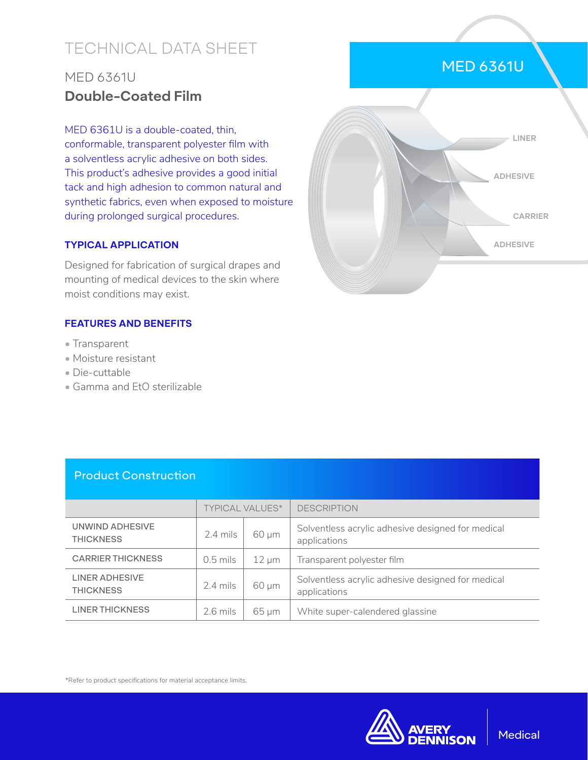# TECHNICAL DATA SHEET

## MED 6361U

## **Double-Coated Film**

MED 6361U is a double-coated, thin, conformable, transparent polyester film with a solventless acrylic adhesive on both sides. This product's adhesive provides a good initial tack and high adhesion to common natural and synthetic fabrics, even when exposed to moisture during prolonged surgical procedures.

MED 6361U

LINER

ADHESIVE

CARRIER

ADHESIVE

### TYPICAL APPLICATION

Designed for fabrication of surgical drapes and mounting of medical devices to the skin where moist conditions may exist.

### FEATURES AND BENEFITS

- Transparent
- Moisture resistant
- Die-cuttable
- Gamma and EtO sterilizable

### Product Construction

| | TYPICAL VALUES* | | DESCRIPTION |
|---|---|---|---|
| UNWIND ADHESIVE THICKNESS | 2.4 mils | 60 µm | Solventless acrylic adhesive designed for medical applications |
| CARRIER THICKNESS | 0.5 mils | 12 µm | Transparent polyester film |
| LINER ADHESIVE THICKNESS | 2.4 mils | 60 µm | Solventless acrylic adhesive designed for medical applications |
| LINER THICKNESS | 2.6 mils | 65 µm | White super-calendered glassine |

*Refer to product specifications for material acceptance limits.

AVERY DENNISON Medical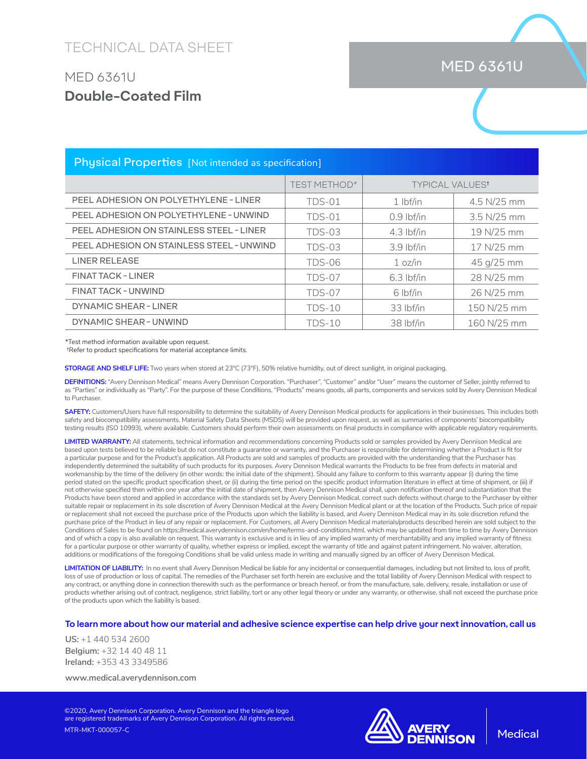TECHNICAL DATA SHEET

MED 6361U

# Double-Coated Film

MED 6361U

## Physical Properties [Not intended as specification]

| | TEST METHOD* | TYPICAL VALUES† | |
|---|---|---|---|
| PEEL ADHESION ON POLYETHYLENE - LINER | TDS-01 | 1 lbf/in | 4.5 N/25 mm |
| PEEL ADHESION ON POLYETHYLENE - UNWIND | TDS-01 | 0.9 lbf/in | 3.5 N/25 mm |
| PEEL ADHESION ON STAINLESS STEEL - LINER | TDS-03 | 4.3 lbf/in | 19 N/25 mm |
| PEEL ADHESION ON STAINLESS STEEL - UNWIND | TDS-03 | 3.9 lbf/in | 17 N/25 mm |
| LINER RELEASE | TDS-06 | 1 oz/in | 45 g/25 mm |
| FINAT TACK - LINER | TDS-07 | 6.3 lbf/in | 28 N/25 mm |
| FINAT TACK - UNWIND | TDS-07 | 6 lbf/in | 26 N/25 mm |
| DYNAMIC SHEAR - LINER | TDS-10 | 33 lbf/in | 150 N/25 mm |
| DYNAMIC SHEAR - UNWIND | TDS-10 | 38 lbf/in | 160 N/25 mm |

*Test method information available upon request.
†Refer to product specifications for material acceptance limits.

**STORAGE AND SHELF LIFE:** Two years when stored at 23°C (73°F), 50% relative humidity, out of direct sunlight, in original packaging.

**DEFINITIONS:** "Avery Dennison Medical" means Avery Dennison Corporation. "Purchaser", "Customer" and/or "User" means the customer of Seller, jointly referred to as "Parties" or individually as "Party". For the purpose of these Conditions, "Products" means goods, all parts, components and services sold by Avery Dennison Medical to Purchaser.

**SAFETY:** Customers/Users have full responsibility to determine the suitability of Avery Dennison Medical products for applications in their businesses. This includes both safety and biocompatibility assessments. Material Safety Data Sheets (MSDS) will be provided upon request, as well as summaries of components' biocompatibility testing results (ISO 10993), where available. Customers should perform their own assessments on final products in compliance with applicable regulatory requirements.

**LIMITED WARRANTY:** All statements, technical information and recommendations concerning Products sold or samples provided by Avery Dennison Medical are based upon tests believed to be reliable but do not constitute a guarantee or warranty, and the Purchaser is responsible for determining whether a Product is fit for a particular purpose and for the Product's application. All Products are sold and samples of products are provided with the understanding that the Purchaser has independently determined the suitability of such products for its purposes. Avery Dennison Medical warrants the Products to be free from defects in material and workmanship by the time of the delivery (in other words: the initial date of the shipment). Should any failure to conform to this warranty appear (i) during the time period stated on the specific product specification sheet, or (ii) during the time period on the specific product information literature in effect at time of shipment, or (iii) if not otherwise specified then within one year after the initial date of shipment, then Avery Dennison Medical shall, upon notification thereof and substantiation that the Products have been stored and applied in accordance with the standards set by Avery Dennison Medical, correct such defects without charge to the Purchaser by either suitable repair or replacement in its sole discretion of Avery Dennison Medical at the Avery Dennison Medical plant or at the location of the Products. Such price of repair or replacement shall not exceed the purchase price of the Products upon which the liability is based, and Avery Dennison Medical may in its sole discretion refund the purchase price of the Product in lieu of any repair or replacement. For Customers, all Avery Dennison Medical materials/products described herein are sold subject to the Conditions of Sales to be found on https://medical.averydennison.com/en/home/terms-and-conditions.html, which may be updated from time to time by Avery Dennison and of which a copy is also available on request. This warranty is exclusive and is in lieu of any implied warranty of merchantability and any implied warranty of fitness for a particular purpose or other warranty of quality, whether express or implied, except the warranty of title and against patent infringement. No waiver, alteration, additions or modifications of the foregoing Conditions shall be valid unless made in writing and manually signed by an officer of Avery Dennison Medical.

**LIMITATION OF LIABILITY:** In no event shall Avery Dennison Medical be liable for any incidental or consequential damages, including but not limited to, loss of profit, loss of use of production or loss of capital. The remedies of the Purchaser set forth herein are exclusive and the total liability of Avery Dennison Medical with respect to any contract, or anything done in connection therewith such as the performance or breach hereof, or from the manufacture, sale, delivery, resale, installation or use of products whether arising out of contract, negligence, strict liability, tort or any other legal theory or under any warranty, or otherwise, shall not exceed the purchase price of the products upon which the liability is based.

**To learn more about how our material and adhesive science expertise can help drive your next innovation, call us**

**US:** +1 440 534 2600
**Belgium:** +32 14 40 48 11
**Ireland:** +353 43 3349586

www.medical.averydennison.com

©2020, Avery Dennison Corporation. Avery Dennison and the triangle logo are registered trademarks of Avery Dennison Corporation. All rights reserved.

MTR-MKT-000057-C

AVERY DENNISON Medical